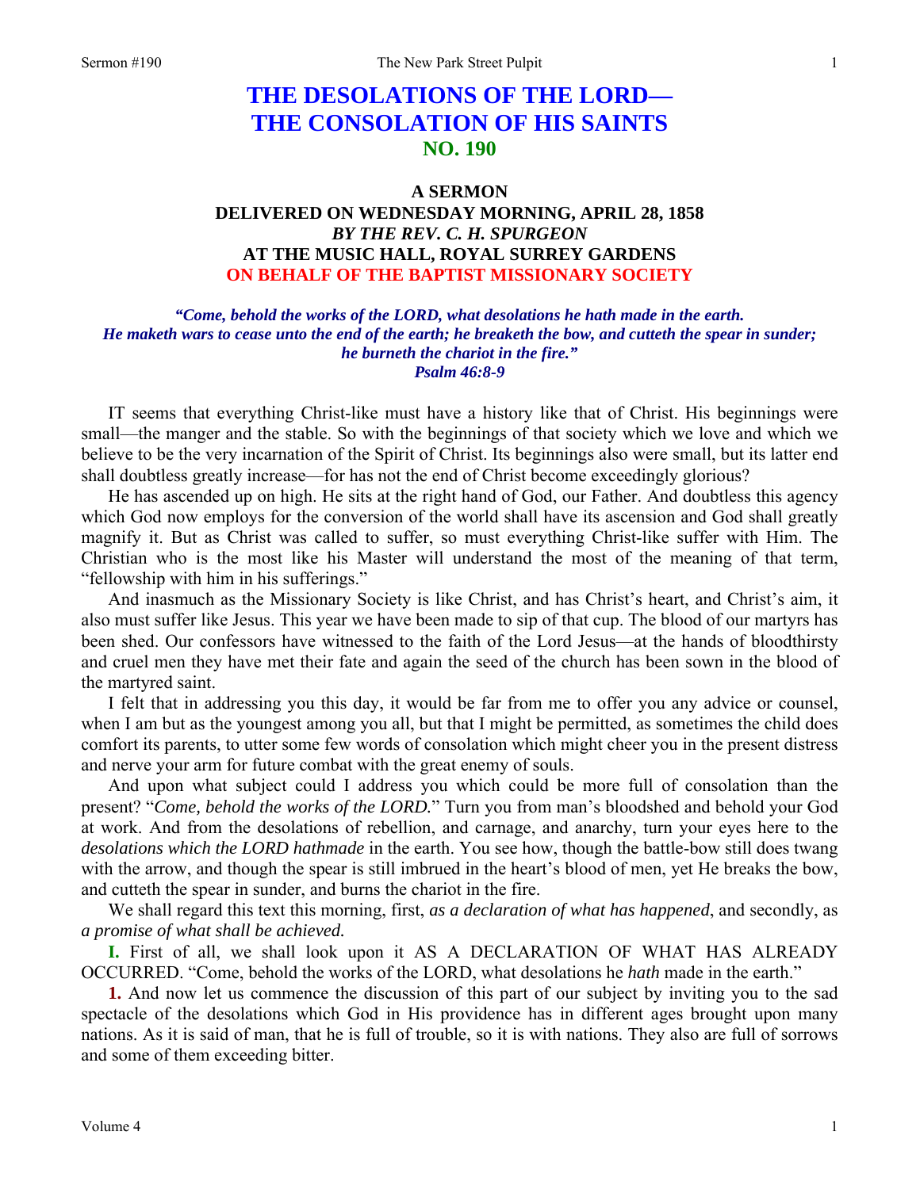# THE DESOLATIONS OF THE LORD—THE CONSOLATION OF HIS SAINTS

## NO. 190

### A SERMON
### DELIVERED ON WEDNESDAY MORNING, APRIL 28, 1858
### *BY THE REV. C. H. SPURGEON*
### AT THE MUSIC HALL, ROYAL SURREY GARDENS
### ON BEHALF OF THE BAPTIST MISSIONARY SOCIETY

***"Come, behold the works of the LORD, what desolations he hath made in the earth. He maketh wars to cease unto the end of the earth; he breaketh the bow, and cutteth the spear in sunder; he burneth the chariot in the fire."***
***Psalm 46:8-9***

IT seems that everything Christ-like must have a history like that of Christ. His beginnings were small—the manger and the stable. So with the beginnings of that society which we love and which we believe to be the very incarnation of the Spirit of Christ. Its beginnings also were small, but its latter end shall doubtless greatly increase—for has not the end of Christ become exceedingly glorious?

He has ascended up on high. He sits at the right hand of God, our Father. And doubtless this agency which God now employs for the conversion of the world shall have its ascension and God shall greatly magnify it. But as Christ was called to suffer, so must everything Christ-like suffer with Him. The Christian who is the most like his Master will understand the most of the meaning of that term, "fellowship with him in his sufferings."

And inasmuch as the Missionary Society is like Christ, and has Christ's heart, and Christ's aim, it also must suffer like Jesus. This year we have been made to sip of that cup. The blood of our martyrs has been shed. Our confessors have witnessed to the faith of the Lord Jesus—at the hands of bloodthirsty and cruel men they have met their fate and again the seed of the church has been sown in the blood of the martyred saint.

I felt that in addressing you this day, it would be far from me to offer you any advice or counsel, when I am but as the youngest among you all, but that I might be permitted, as sometimes the child does comfort its parents, to utter some few words of consolation which might cheer you in the present distress and nerve your arm for future combat with the great enemy of souls.

And upon what subject could I address you which could be more full of consolation than the present? "*Come, behold the works of the LORD.*" Turn you from man's bloodshed and behold your God at work. And from the desolations of rebellion, and carnage, and anarchy, turn your eyes here to the *desolations which the LORD hathmade* in the earth. You see how, though the battle-bow still does twang with the arrow, and though the spear is still imbrued in the heart's blood of men, yet He breaks the bow, and cutteth the spear in sunder, and burns the chariot in the fire.

We shall regard this text this morning, first, *as a declaration of what has happened*, and secondly, as *a promise of what shall be achieved.*

**I.** First of all, we shall look upon it AS A DECLARATION OF WHAT HAS ALREADY OCCURRED. "Come, behold the works of the LORD, what desolations he *hath* made in the earth."

**1.** And now let us commence the discussion of this part of our subject by inviting you to the sad spectacle of the desolations which God in His providence has in different ages brought upon many nations. As it is said of man, that he is full of trouble, so it is with nations. They also are full of sorrows and some of them exceeding bitter.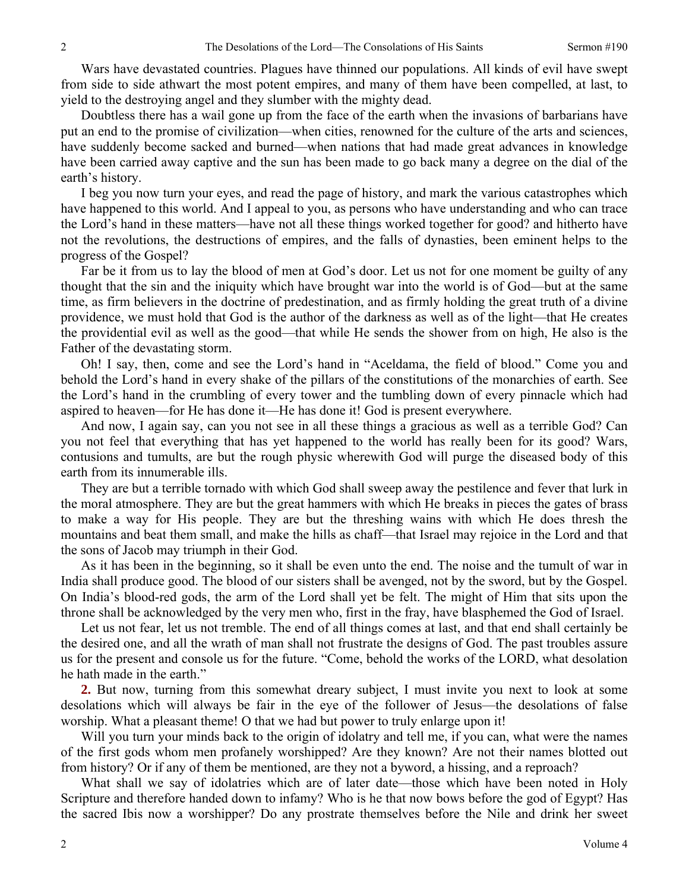Wars have devastated countries. Plagues have thinned our populations. All kinds of evil have swept from side to side athwart the most potent empires, and many of them have been compelled, at last, to yield to the destroying angel and they slumber with the mighty dead.

Doubtless there has a wail gone up from the face of the earth when the invasions of barbarians have put an end to the promise of civilization—when cities, renowned for the culture of the arts and sciences, have suddenly become sacked and burned—when nations that had made great advances in knowledge have been carried away captive and the sun has been made to go back many a degree on the dial of the earth's history.

I beg you now turn your eyes, and read the page of history, and mark the various catastrophes which have happened to this world. And I appeal to you, as persons who have understanding and who can trace the Lord's hand in these matters—have not all these things worked together for good? and hitherto have not the revolutions, the destructions of empires, and the falls of dynasties, been eminent helps to the progress of the Gospel?

Far be it from us to lay the blood of men at God's door. Let us not for one moment be guilty of any thought that the sin and the iniquity which have brought war into the world is of God—but at the same time, as firm believers in the doctrine of predestination, and as firmly holding the great truth of a divine providence, we must hold that God is the author of the darkness as well as of the light—that He creates the providential evil as well as the good—that while He sends the shower from on high, He also is the Father of the devastating storm.

Oh! I say, then, come and see the Lord's hand in "Aceldama, the field of blood." Come you and behold the Lord's hand in every shake of the pillars of the constitutions of the monarchies of earth. See the Lord's hand in the crumbling of every tower and the tumbling down of every pinnacle which had aspired to heaven—for He has done it—He has done it! God is present everywhere.

And now, I again say, can you not see in all these things a gracious as well as a terrible God? Can you not feel that everything that has yet happened to the world has really been for its good? Wars, contusions and tumults, are but the rough physic wherewith God will purge the diseased body of this earth from its innumerable ills.

They are but a terrible tornado with which God shall sweep away the pestilence and fever that lurk in the moral atmosphere. They are but the great hammers with which He breaks in pieces the gates of brass to make a way for His people. They are but the threshing wains with which He does thresh the mountains and beat them small, and make the hills as chaff—that Israel may rejoice in the Lord and that the sons of Jacob may triumph in their God.

As it has been in the beginning, so it shall be even unto the end. The noise and the tumult of war in India shall produce good. The blood of our sisters shall be avenged, not by the sword, but by the Gospel. On India's blood-red gods, the arm of the Lord shall yet be felt. The might of Him that sits upon the throne shall be acknowledged by the very men who, first in the fray, have blasphemed the God of Israel.

Let us not fear, let us not tremble. The end of all things comes at last, and that end shall certainly be the desired one, and all the wrath of man shall not frustrate the designs of God. The past troubles assure us for the present and console us for the future. "Come, behold the works of the LORD, what desolation he hath made in the earth."

**2.** But now, turning from this somewhat dreary subject, I must invite you next to look at some desolations which will always be fair in the eye of the follower of Jesus—the desolations of false worship. What a pleasant theme! O that we had but power to truly enlarge upon it!

Will you turn your minds back to the origin of idolatry and tell me, if you can, what were the names of the first gods whom men profanely worshipped? Are they known? Are not their names blotted out from history? Or if any of them be mentioned, are they not a byword, a hissing, and a reproach?

What shall we say of idolatries which are of later date—those which have been noted in Holy Scripture and therefore handed down to infamy? Who is he that now bows before the god of Egypt? Has the sacred Ibis now a worshipper? Do any prostrate themselves before the Nile and drink her sweet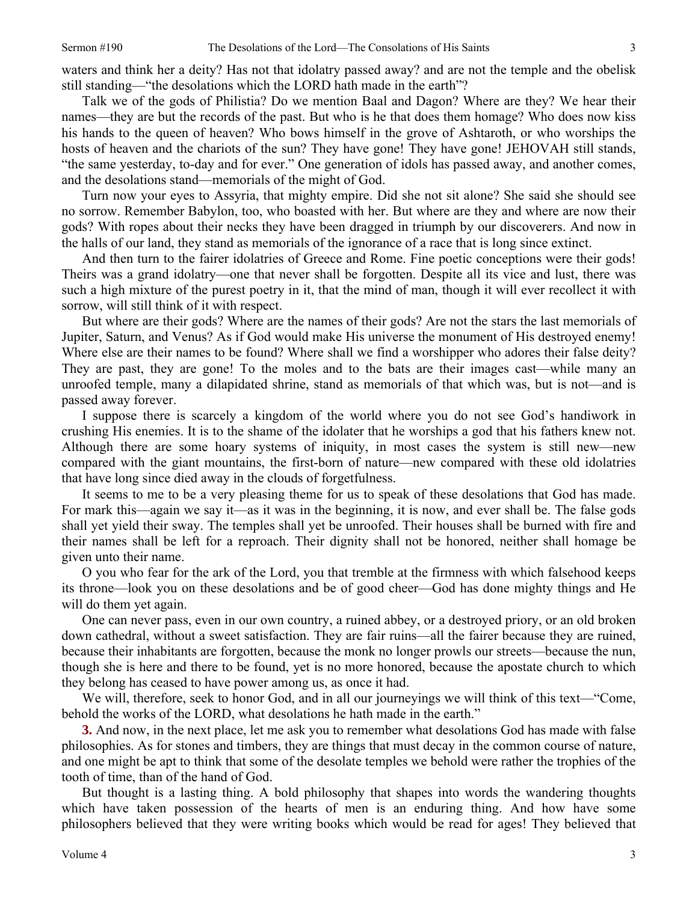waters and think her a deity? Has not that idolatry passed away? and are not the temple and the obelisk still standing—"the desolations which the LORD hath made in the earth"?

Talk we of the gods of Philistia? Do we mention Baal and Dagon? Where are they? We hear their names—they are but the records of the past. But who is he that does them homage? Who does now kiss his hands to the queen of heaven? Who bows himself in the grove of Ashtaroth, or who worships the hosts of heaven and the chariots of the sun? They have gone! They have gone! JEHOVAH still stands, "the same yesterday, to-day and for ever." One generation of idols has passed away, and another comes, and the desolations stand—memorials of the might of God.

Turn now your eyes to Assyria, that mighty empire. Did she not sit alone? She said she should see no sorrow. Remember Babylon, too, who boasted with her. But where are they and where are now their gods? With ropes about their necks they have been dragged in triumph by our discoverers. And now in the halls of our land, they stand as memorials of the ignorance of a race that is long since extinct.

And then turn to the fairer idolatries of Greece and Rome. Fine poetic conceptions were their gods! Theirs was a grand idolatry—one that never shall be forgotten. Despite all its vice and lust, there was such a high mixture of the purest poetry in it, that the mind of man, though it will ever recollect it with sorrow, will still think of it with respect.

But where are their gods? Where are the names of their gods? Are not the stars the last memorials of Jupiter, Saturn, and Venus? As if God would make His universe the monument of His destroyed enemy! Where else are their names to be found? Where shall we find a worshipper who adores their false deity? They are past, they are gone! To the moles and to the bats are their images cast—while many an unroofed temple, many a dilapidated shrine, stand as memorials of that which was, but is not—and is passed away forever.

I suppose there is scarcely a kingdom of the world where you do not see God's handiwork in crushing His enemies. It is to the shame of the idolater that he worships a god that his fathers knew not. Although there are some hoary systems of iniquity, in most cases the system is still new—new compared with the giant mountains, the first-born of nature—new compared with these old idolatries that have long since died away in the clouds of forgetfulness.

It seems to me to be a very pleasing theme for us to speak of these desolations that God has made. For mark this—again we say it—as it was in the beginning, it is now, and ever shall be. The false gods shall yet yield their sway. The temples shall yet be unroofed. Their houses shall be burned with fire and their names shall be left for a reproach. Their dignity shall not be honored, neither shall homage be given unto their name.

O you who fear for the ark of the Lord, you that tremble at the firmness with which falsehood keeps its throne—look you on these desolations and be of good cheer—God has done mighty things and He will do them yet again.

One can never pass, even in our own country, a ruined abbey, or a destroyed priory, or an old broken down cathedral, without a sweet satisfaction. They are fair ruins—all the fairer because they are ruined, because their inhabitants are forgotten, because the monk no longer prowls our streets—because the nun, though she is here and there to be found, yet is no more honored, because the apostate church to which they belong has ceased to have power among us, as once it had.

We will, therefore, seek to honor God, and in all our journeyings we will think of this text—"Come, behold the works of the LORD, what desolations he hath made in the earth."

**3.** And now, in the next place, let me ask you to remember what desolations God has made with false philosophies. As for stones and timbers, they are things that must decay in the common course of nature, and one might be apt to think that some of the desolate temples we behold were rather the trophies of the tooth of time, than of the hand of God.

But thought is a lasting thing. A bold philosophy that shapes into words the wandering thoughts which have taken possession of the hearts of men is an enduring thing. And how have some philosophers believed that they were writing books which would be read for ages! They believed that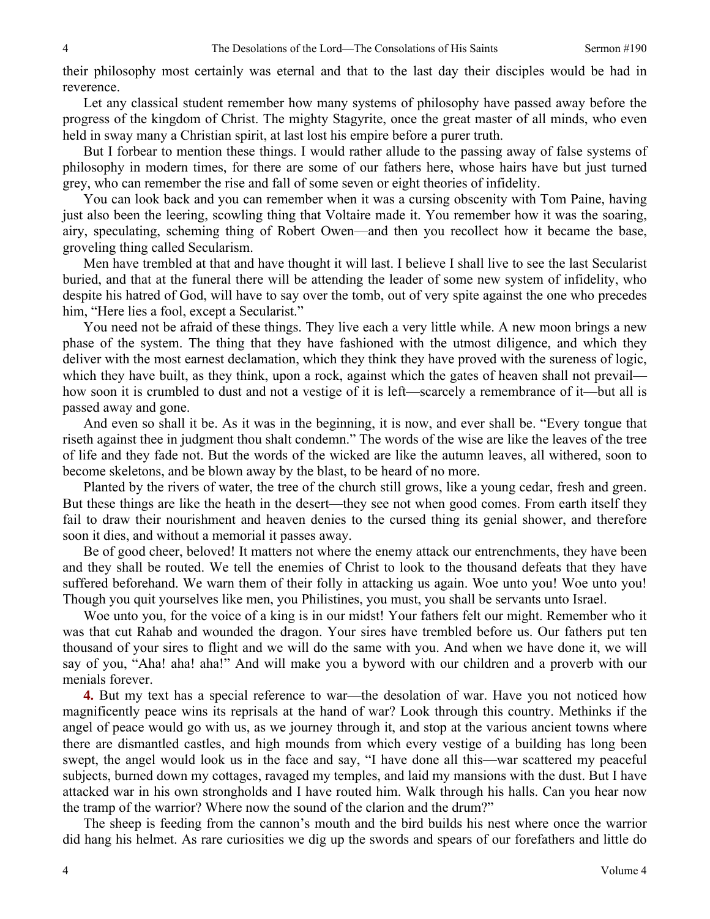their philosophy most certainly was eternal and that to the last day their disciples would be had in reverence.

Let any classical student remember how many systems of philosophy have passed away before the progress of the kingdom of Christ. The mighty Stagyrite, once the great master of all minds, who even held in sway many a Christian spirit, at last lost his empire before a purer truth.

But I forbear to mention these things. I would rather allude to the passing away of false systems of philosophy in modern times, for there are some of our fathers here, whose hairs have but just turned grey, who can remember the rise and fall of some seven or eight theories of infidelity.

You can look back and you can remember when it was a cursing obscenity with Tom Paine, having just also been the leering, scowling thing that Voltaire made it. You remember how it was the soaring, airy, speculating, scheming thing of Robert Owen—and then you recollect how it became the base, groveling thing called Secularism.

Men have trembled at that and have thought it will last. I believe I shall live to see the last Secularist buried, and that at the funeral there will be attending the leader of some new system of infidelity, who despite his hatred of God, will have to say over the tomb, out of very spite against the one who precedes him, "Here lies a fool, except a Secularist."

You need not be afraid of these things. They live each a very little while. A new moon brings a new phase of the system. The thing that they have fashioned with the utmost diligence, and which they deliver with the most earnest declamation, which they think they have proved with the sureness of logic, which they have built, as they think, upon a rock, against which the gates of heaven shall not prevail—how soon it is crumbled to dust and not a vestige of it is left—scarcely a remembrance of it—but all is passed away and gone.

And even so shall it be. As it was in the beginning, it is now, and ever shall be. "Every tongue that riseth against thee in judgment thou shalt condemn." The words of the wise are like the leaves of the tree of life and they fade not. But the words of the wicked are like the autumn leaves, all withered, soon to become skeletons, and be blown away by the blast, to be heard of no more.

Planted by the rivers of water, the tree of the church still grows, like a young cedar, fresh and green. But these things are like the heath in the desert—they see not when good comes. From earth itself they fail to draw their nourishment and heaven denies to the cursed thing its genial shower, and therefore soon it dies, and without a memorial it passes away.

Be of good cheer, beloved! It matters not where the enemy attack our entrenchments, they have been and they shall be routed. We tell the enemies of Christ to look to the thousand defeats that they have suffered beforehand. We warn them of their folly in attacking us again. Woe unto you! Woe unto you! Though you quit yourselves like men, you Philistines, you must, you shall be servants unto Israel.

Woe unto you, for the voice of a king is in our midst! Your fathers felt our might. Remember who it was that cut Rahab and wounded the dragon. Your sires have trembled before us. Our fathers put ten thousand of your sires to flight and we will do the same with you. And when we have done it, we will say of you, "Aha! aha! aha!" And will make you a byword with our children and a proverb with our menials forever.

**4.** But my text has a special reference to war—the desolation of war. Have you not noticed how magnificently peace wins its reprisals at the hand of war? Look through this country. Methinks if the angel of peace would go with us, as we journey through it, and stop at the various ancient towns where there are dismantled castles, and high mounds from which every vestige of a building has long been swept, the angel would look us in the face and say, "I have done all this—war scattered my peaceful subjects, burned down my cottages, ravaged my temples, and laid my mansions with the dust. But I have attacked war in his own strongholds and I have routed him. Walk through his halls. Can you hear now the tramp of the warrior? Where now the sound of the clarion and the drum?"

The sheep is feeding from the cannon's mouth and the bird builds his nest where once the warrior did hang his helmet. As rare curiosities we dig up the swords and spears of our forefathers and little do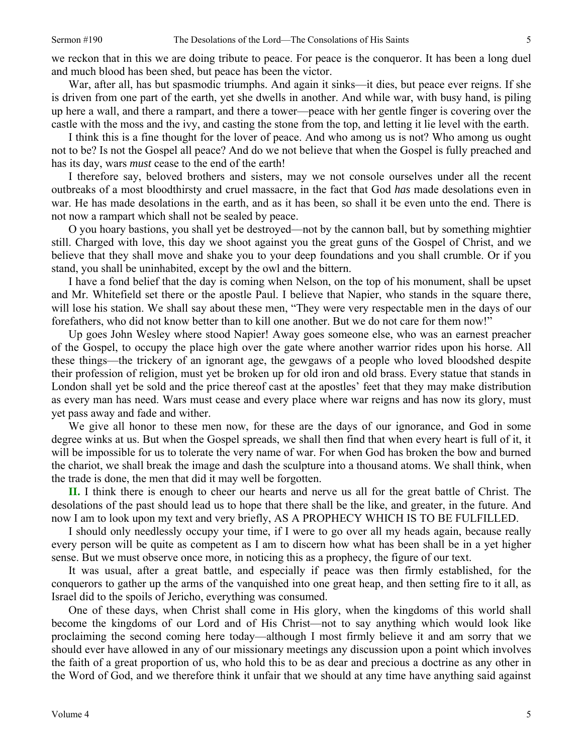we reckon that in this we are doing tribute to peace. For peace is the conqueror. It has been a long duel and much blood has been shed, but peace has been the victor.

War, after all, has but spasmodic triumphs. And again it sinks—it dies, but peace ever reigns. If she is driven from one part of the earth, yet she dwells in another. And while war, with busy hand, is piling up here a wall, and there a rampart, and there a tower—peace with her gentle finger is covering over the castle with the moss and the ivy, and casting the stone from the top, and letting it lie level with the earth.

I think this is a fine thought for the lover of peace. And who among us is not? Who among us ought not to be? Is not the Gospel all peace? And do we not believe that when the Gospel is fully preached and has its day, wars *must* cease to the end of the earth!

I therefore say, beloved brothers and sisters, may we not console ourselves under all the recent outbreaks of a most bloodthirsty and cruel massacre, in the fact that God *has* made desolations even in war. He has made desolations in the earth, and as it has been, so shall it be even unto the end. There is not now a rampart which shall not be sealed by peace.

O you hoary bastions, you shall yet be destroyed—not by the cannon ball, but by something mightier still. Charged with love, this day we shoot against you the great guns of the Gospel of Christ, and we believe that they shall move and shake you to your deep foundations and you shall crumble. Or if you stand, you shall be uninhabited, except by the owl and the bittern.

I have a fond belief that the day is coming when Nelson, on the top of his monument, shall be upset and Mr. Whitefield set there or the apostle Paul. I believe that Napier, who stands in the square there, will lose his station. We shall say about these men, "They were very respectable men in the days of our forefathers, who did not know better than to kill one another. But we do not care for them now!"

Up goes John Wesley where stood Napier! Away goes someone else, who was an earnest preacher of the Gospel, to occupy the place high over the gate where another warrior rides upon his horse. All these things—the trickery of an ignorant age, the gewgaws of a people who loved bloodshed despite their profession of religion, must yet be broken up for old iron and old brass. Every statue that stands in London shall yet be sold and the price thereof cast at the apostles' feet that they may make distribution as every man has need. Wars must cease and every place where war reigns and has now its glory, must yet pass away and fade and wither.

We give all honor to these men now, for these are the days of our ignorance, and God in some degree winks at us. But when the Gospel spreads, we shall then find that when every heart is full of it, it will be impossible for us to tolerate the very name of war. For when God has broken the bow and burned the chariot, we shall break the image and dash the sculpture into a thousand atoms. We shall think, when the trade is done, the men that did it may well be forgotten.

**II.** I think there is enough to cheer our hearts and nerve us all for the great battle of Christ. The desolations of the past should lead us to hope that there shall be the like, and greater, in the future. And now I am to look upon my text and very briefly, AS A PROPHECY WHICH IS TO BE FULFILLED.

I should only needlessly occupy your time, if I were to go over all my heads again, because really every person will be quite as competent as I am to discern how what has been shall be in a yet higher sense. But we must observe once more, in noticing this as a prophecy, the figure of our text.

It was usual, after a great battle, and especially if peace was then firmly established, for the conquerors to gather up the arms of the vanquished into one great heap, and then setting fire to it all, as Israel did to the spoils of Jericho, everything was consumed.

One of these days, when Christ shall come in His glory, when the kingdoms of this world shall become the kingdoms of our Lord and of His Christ—not to say anything which would look like proclaiming the second coming here today—although I most firmly believe it and am sorry that we should ever have allowed in any of our missionary meetings any discussion upon a point which involves the faith of a great proportion of us, who hold this to be as dear and precious a doctrine as any other in the Word of God, and we therefore think it unfair that we should at any time have anything said against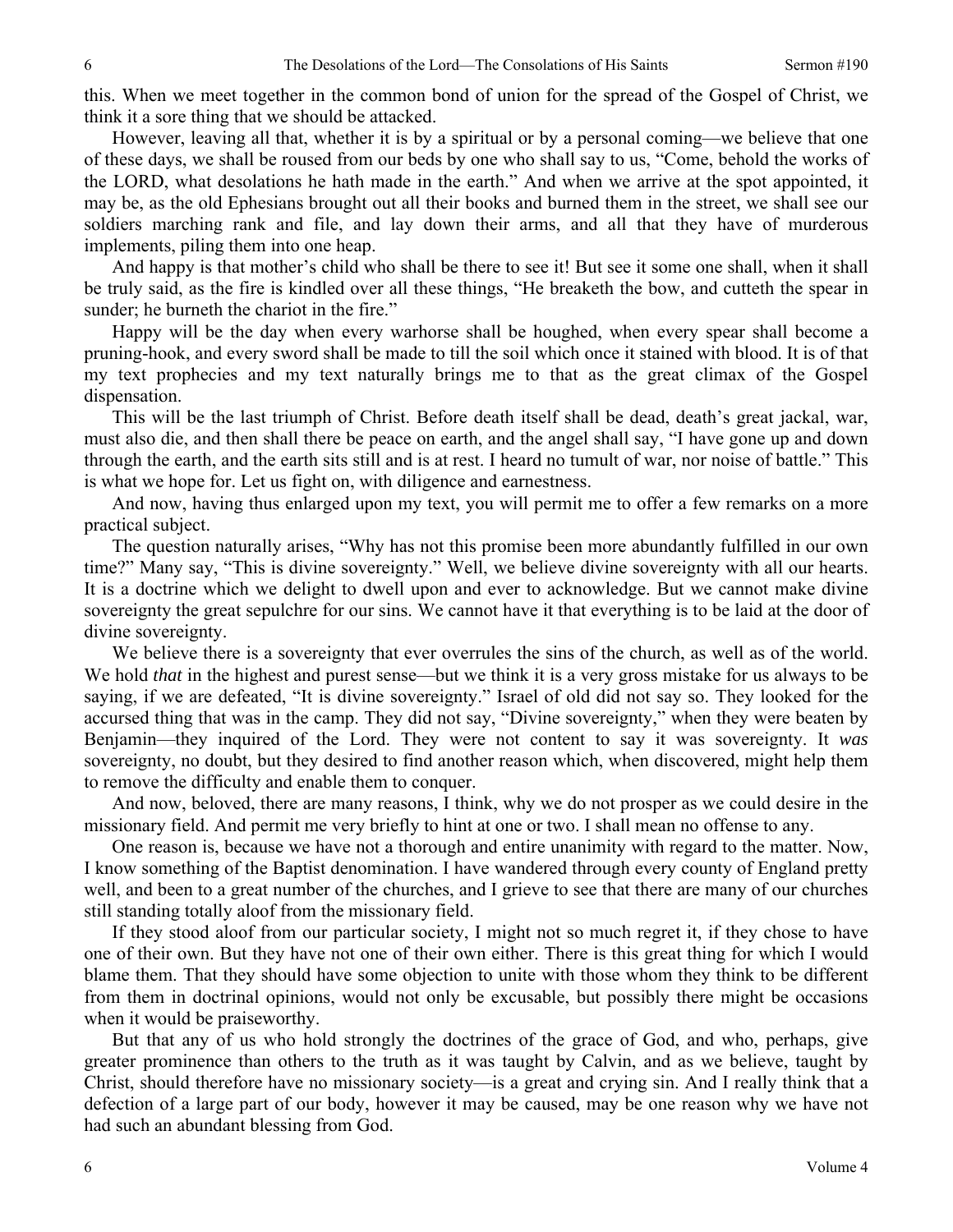this. When we meet together in the common bond of union for the spread of the Gospel of Christ, we think it a sore thing that we should be attacked.

However, leaving all that, whether it is by a spiritual or by a personal coming—we believe that one of these days, we shall be roused from our beds by one who shall say to us, "Come, behold the works of the LORD, what desolations he hath made in the earth." And when we arrive at the spot appointed, it may be, as the old Ephesians brought out all their books and burned them in the street, we shall see our soldiers marching rank and file, and lay down their arms, and all that they have of murderous implements, piling them into one heap.

And happy is that mother's child who shall be there to see it! But see it some one shall, when it shall be truly said, as the fire is kindled over all these things, "He breaketh the bow, and cutteth the spear in sunder; he burneth the chariot in the fire."

Happy will be the day when every warhorse shall be houghed, when every spear shall become a pruning-hook, and every sword shall be made to till the soil which once it stained with blood. It is of that my text prophecies and my text naturally brings me to that as the great climax of the Gospel dispensation.

This will be the last triumph of Christ. Before death itself shall be dead, death's great jackal, war, must also die, and then shall there be peace on earth, and the angel shall say, "I have gone up and down through the earth, and the earth sits still and is at rest. I heard no tumult of war, nor noise of battle." This is what we hope for. Let us fight on, with diligence and earnestness.

And now, having thus enlarged upon my text, you will permit me to offer a few remarks on a more practical subject.

The question naturally arises, "Why has not this promise been more abundantly fulfilled in our own time?" Many say, "This is divine sovereignty." Well, we believe divine sovereignty with all our hearts. It is a doctrine which we delight to dwell upon and ever to acknowledge. But we cannot make divine sovereignty the great sepulchre for our sins. We cannot have it that everything is to be laid at the door of divine sovereignty.

We believe there is a sovereignty that ever overrules the sins of the church, as well as of the world. We hold *that* in the highest and purest sense—but we think it is a very gross mistake for us always to be saying, if we are defeated, "It is divine sovereignty." Israel of old did not say so. They looked for the accursed thing that was in the camp. They did not say, "Divine sovereignty," when they were beaten by Benjamin—they inquired of the Lord. They were not content to say it was sovereignty. It *was* sovereignty, no doubt, but they desired to find another reason which, when discovered, might help them to remove the difficulty and enable them to conquer.

And now, beloved, there are many reasons, I think, why we do not prosper as we could desire in the missionary field. And permit me very briefly to hint at one or two. I shall mean no offense to any.

One reason is, because we have not a thorough and entire unanimity with regard to the matter. Now, I know something of the Baptist denomination. I have wandered through every county of England pretty well, and been to a great number of the churches, and I grieve to see that there are many of our churches still standing totally aloof from the missionary field.

If they stood aloof from our particular society, I might not so much regret it, if they chose to have one of their own. But they have not one of their own either. There is this great thing for which I would blame them. That they should have some objection to unite with those whom they think to be different from them in doctrinal opinions, would not only be excusable, but possibly there might be occasions when it would be praiseworthy.

But that any of us who hold strongly the doctrines of the grace of God, and who, perhaps, give greater prominence than others to the truth as it was taught by Calvin, and as we believe, taught by Christ, should therefore have no missionary society—is a great and crying sin. And I really think that a defection of a large part of our body, however it may be caused, may be one reason why we have not had such an abundant blessing from God.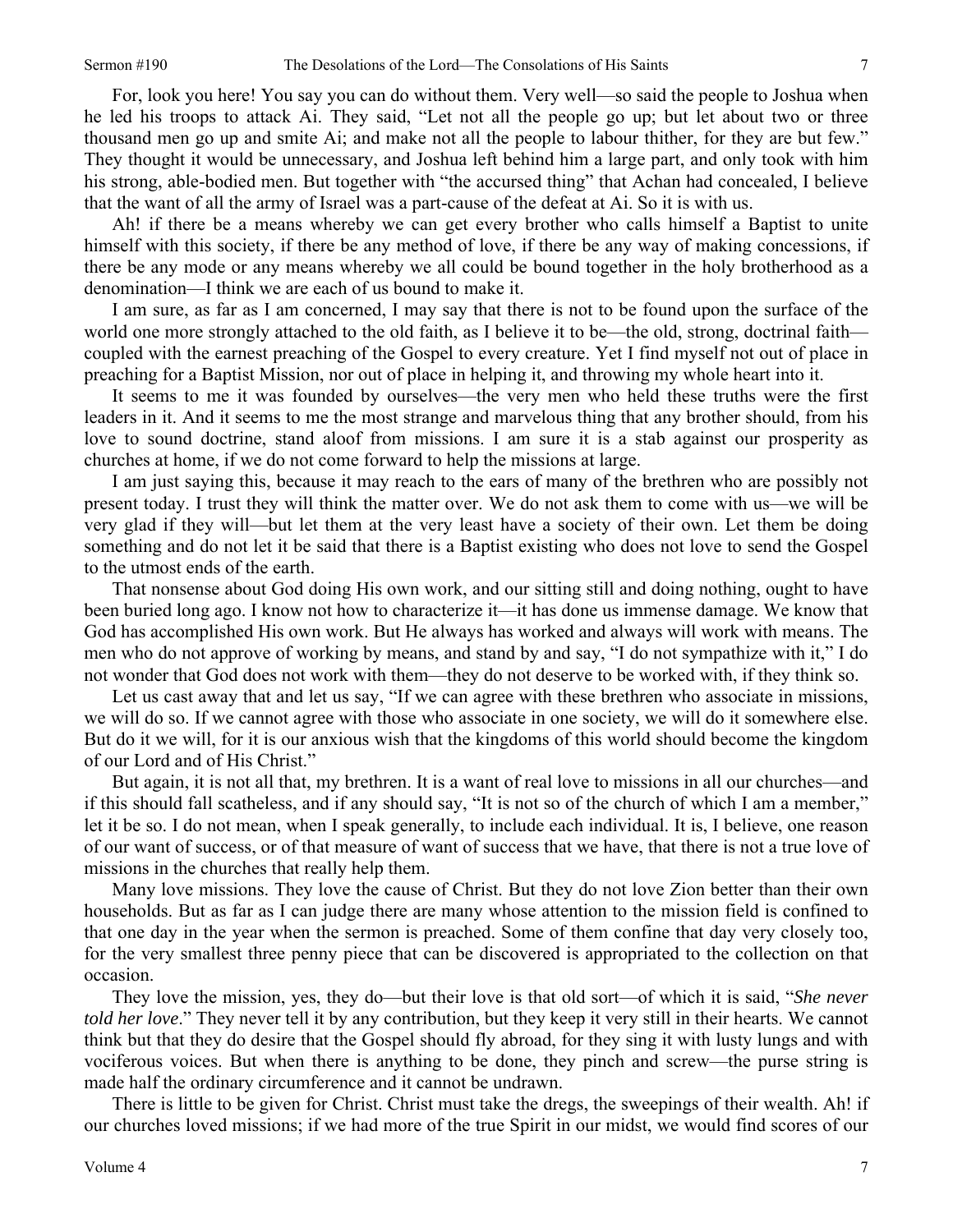For, look you here! You say you can do without them. Very well—so said the people to Joshua when he led his troops to attack Ai. They said, "Let not all the people go up; but let about two or three thousand men go up and smite Ai; and make not all the people to labour thither, for they are but few." They thought it would be unnecessary, and Joshua left behind him a large part, and only took with him his strong, able-bodied men. But together with "the accursed thing" that Achan had concealed, I believe that the want of all the army of Israel was a part-cause of the defeat at Ai. So it is with us.

Ah! if there be a means whereby we can get every brother who calls himself a Baptist to unite himself with this society, if there be any method of love, if there be any way of making concessions, if there be any mode or any means whereby we all could be bound together in the holy brotherhood as a denomination—I think we are each of us bound to make it.

I am sure, as far as I am concerned, I may say that there is not to be found upon the surface of the world one more strongly attached to the old faith, as I believe it to be—the old, strong, doctrinal faith—coupled with the earnest preaching of the Gospel to every creature. Yet I find myself not out of place in preaching for a Baptist Mission, nor out of place in helping it, and throwing my whole heart into it.

It seems to me it was founded by ourselves—the very men who held these truths were the first leaders in it. And it seems to me the most strange and marvelous thing that any brother should, from his love to sound doctrine, stand aloof from missions. I am sure it is a stab against our prosperity as churches at home, if we do not come forward to help the missions at large.

I am just saying this, because it may reach to the ears of many of the brethren who are possibly not present today. I trust they will think the matter over. We do not ask them to come with us—we will be very glad if they will—but let them at the very least have a society of their own. Let them be doing something and do not let it be said that there is a Baptist existing who does not love to send the Gospel to the utmost ends of the earth.

That nonsense about God doing His own work, and our sitting still and doing nothing, ought to have been buried long ago. I know not how to characterize it—it has done us immense damage. We know that God has accomplished His own work. But He always has worked and always will work with means. The men who do not approve of working by means, and stand by and say, "I do not sympathize with it," I do not wonder that God does not work with them—they do not deserve to be worked with, if they think so.

Let us cast away that and let us say, "If we can agree with these brethren who associate in missions, we will do so. If we cannot agree with those who associate in one society, we will do it somewhere else. But do it we will, for it is our anxious wish that the kingdoms of this world should become the kingdom of our Lord and of His Christ."

But again, it is not all that, my brethren. It is a want of real love to missions in all our churches—and if this should fall scatheless, and if any should say, "It is not so of the church of which I am a member," let it be so. I do not mean, when I speak generally, to include each individual. It is, I believe, one reason of our want of success, or of that measure of want of success that we have, that there is not a true love of missions in the churches that really help them.

Many love missions. They love the cause of Christ. But they do not love Zion better than their own households. But as far as I can judge there are many whose attention to the mission field is confined to that one day in the year when the sermon is preached. Some of them confine that day very closely too, for the very smallest three penny piece that can be discovered is appropriated to the collection on that occasion.

They love the mission, yes, they do—but their love is that old sort—of which it is said, "*She never told her love*." They never tell it by any contribution, but they keep it very still in their hearts. We cannot think but that they do desire that the Gospel should fly abroad, for they sing it with lusty lungs and with vociferous voices. But when there is anything to be done, they pinch and screw—the purse string is made half the ordinary circumference and it cannot be undrawn.

There is little to be given for Christ. Christ must take the dregs, the sweepings of their wealth. Ah! if our churches loved missions; if we had more of the true Spirit in our midst, we would find scores of our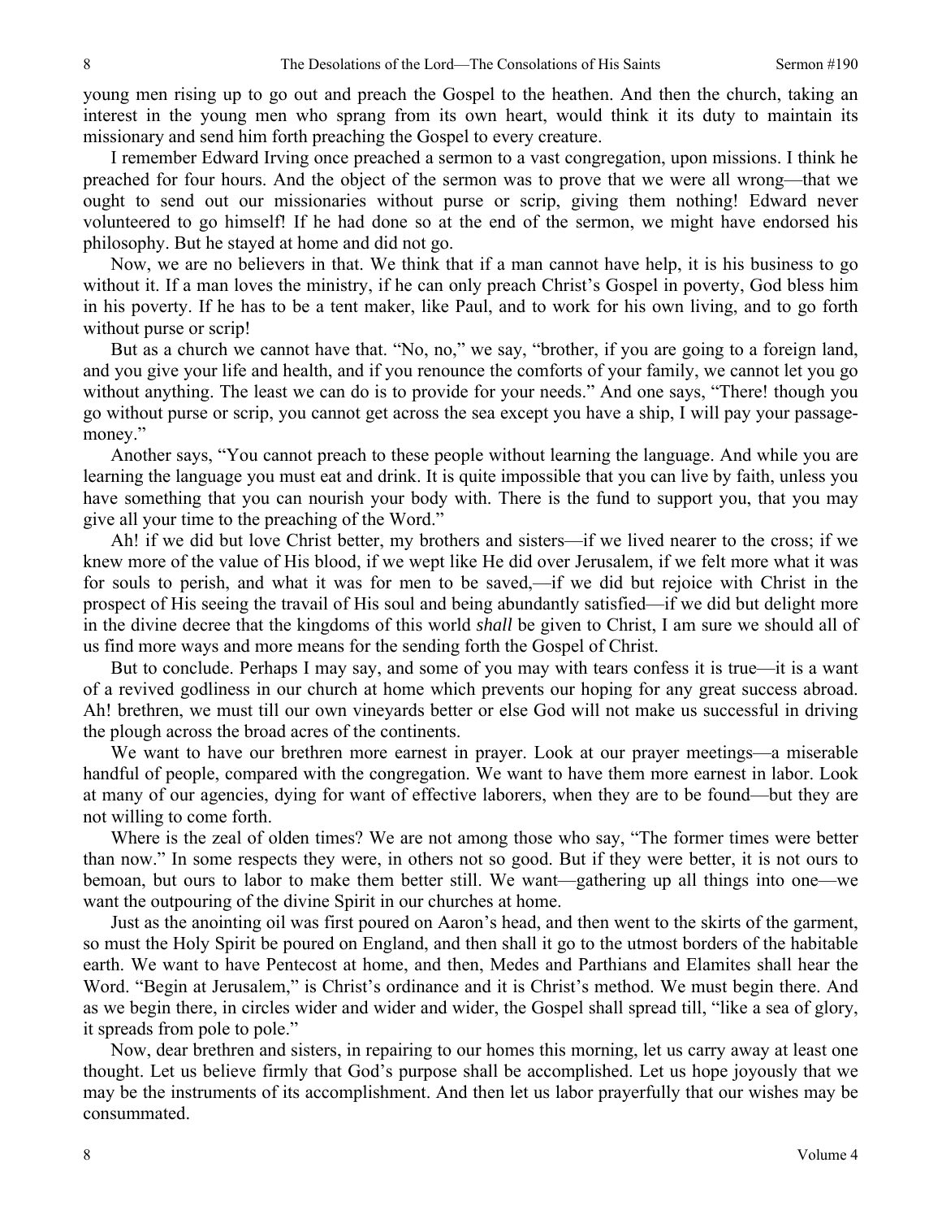young men rising up to go out and preach the Gospel to the heathen. And then the church, taking an interest in the young men who sprang from its own heart, would think it its duty to maintain its missionary and send him forth preaching the Gospel to every creature.

I remember Edward Irving once preached a sermon to a vast congregation, upon missions. I think he preached for four hours. And the object of the sermon was to prove that we were all wrong—that we ought to send out our missionaries without purse or scrip, giving them nothing! Edward never volunteered to go himself! If he had done so at the end of the sermon, we might have endorsed his philosophy. But he stayed at home and did not go.

Now, we are no believers in that. We think that if a man cannot have help, it is his business to go without it. If a man loves the ministry, if he can only preach Christ's Gospel in poverty, God bless him in his poverty. If he has to be a tent maker, like Paul, and to work for his own living, and to go forth without purse or scrip!

But as a church we cannot have that. "No, no," we say, "brother, if you are going to a foreign land, and you give your life and health, and if you renounce the comforts of your family, we cannot let you go without anything. The least we can do is to provide for your needs." And one says, "There! though you go without purse or scrip, you cannot get across the sea except you have a ship, I will pay your passage-money."

Another says, "You cannot preach to these people without learning the language. And while you are learning the language you must eat and drink. It is quite impossible that you can live by faith, unless you have something that you can nourish your body with. There is the fund to support you, that you may give all your time to the preaching of the Word."

Ah! if we did but love Christ better, my brothers and sisters—if we lived nearer to the cross; if we knew more of the value of His blood, if we wept like He did over Jerusalem, if we felt more what it was for souls to perish, and what it was for men to be saved,—if we did but rejoice with Christ in the prospect of His seeing the travail of His soul and being abundantly satisfied—if we did but delight more in the divine decree that the kingdoms of this world *shall* be given to Christ, I am sure we should all of us find more ways and more means for the sending forth the Gospel of Christ.

But to conclude. Perhaps I may say, and some of you may with tears confess it is true—it is a want of a revived godliness in our church at home which prevents our hoping for any great success abroad. Ah! brethren, we must till our own vineyards better or else God will not make us successful in driving the plough across the broad acres of the continents.

We want to have our brethren more earnest in prayer. Look at our prayer meetings—a miserable handful of people, compared with the congregation. We want to have them more earnest in labor. Look at many of our agencies, dying for want of effective laborers, when they are to be found—but they are not willing to come forth.

Where is the zeal of olden times? We are not among those who say, "The former times were better than now." In some respects they were, in others not so good. But if they were better, it is not ours to bemoan, but ours to labor to make them better still. We want—gathering up all things into one—we want the outpouring of the divine Spirit in our churches at home.

Just as the anointing oil was first poured on Aaron's head, and then went to the skirts of the garment, so must the Holy Spirit be poured on England, and then shall it go to the utmost borders of the habitable earth. We want to have Pentecost at home, and then, Medes and Parthians and Elamites shall hear the Word. "Begin at Jerusalem," is Christ's ordinance and it is Christ's method. We must begin there. And as we begin there, in circles wider and wider and wider, the Gospel shall spread till, "like a sea of glory, it spreads from pole to pole."

Now, dear brethren and sisters, in repairing to our homes this morning, let us carry away at least one thought. Let us believe firmly that God's purpose shall be accomplished. Let us hope joyously that we may be the instruments of its accomplishment. And then let us labor prayerfully that our wishes may be consummated.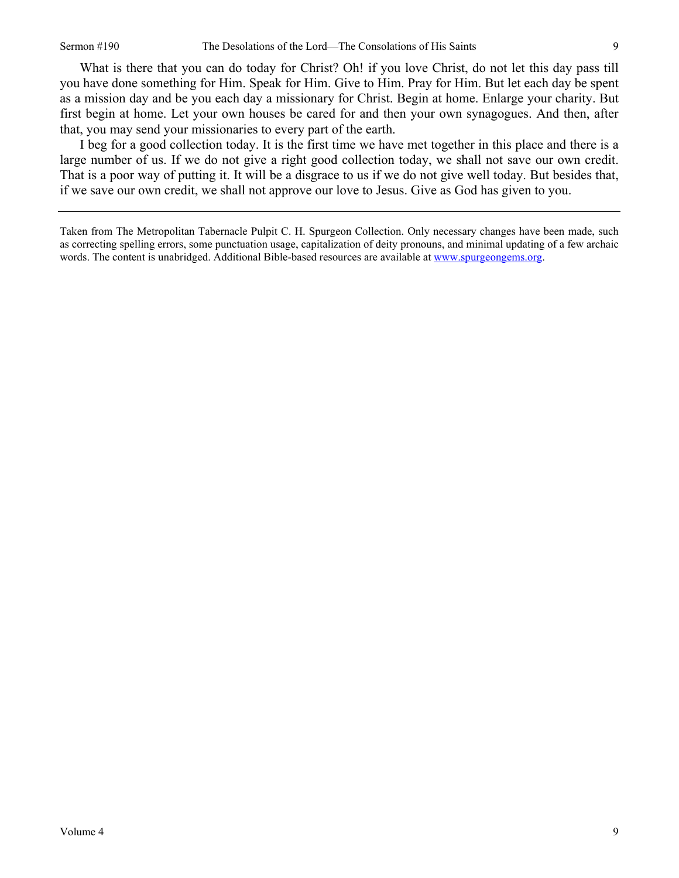What is there that you can do today for Christ? Oh! if you love Christ, do not let this day pass till you have done something for Him. Speak for Him. Give to Him. Pray for Him. But let each day be spent as a mission day and be you each day a missionary for Christ. Begin at home. Enlarge your charity. But first begin at home. Let your own houses be cared for and then your own synagogues. And then, after that, you may send your missionaries to every part of the earth.

I beg for a good collection today. It is the first time we have met together in this place and there is a large number of us. If we do not give a right good collection today, we shall not save our own credit. That is a poor way of putting it. It will be a disgrace to us if we do not give well today. But besides that, if we save our own credit, we shall not approve our love to Jesus. Give as God has given to you.

---

Taken from The Metropolitan Tabernacle Pulpit C. H. Spurgeon Collection. Only necessary changes have been made, such as correcting spelling errors, some punctuation usage, capitalization of deity pronouns, and minimal updating of a few archaic words. The content is unabridged. Additional Bible-based resources are available at www.spurgeongems.org.